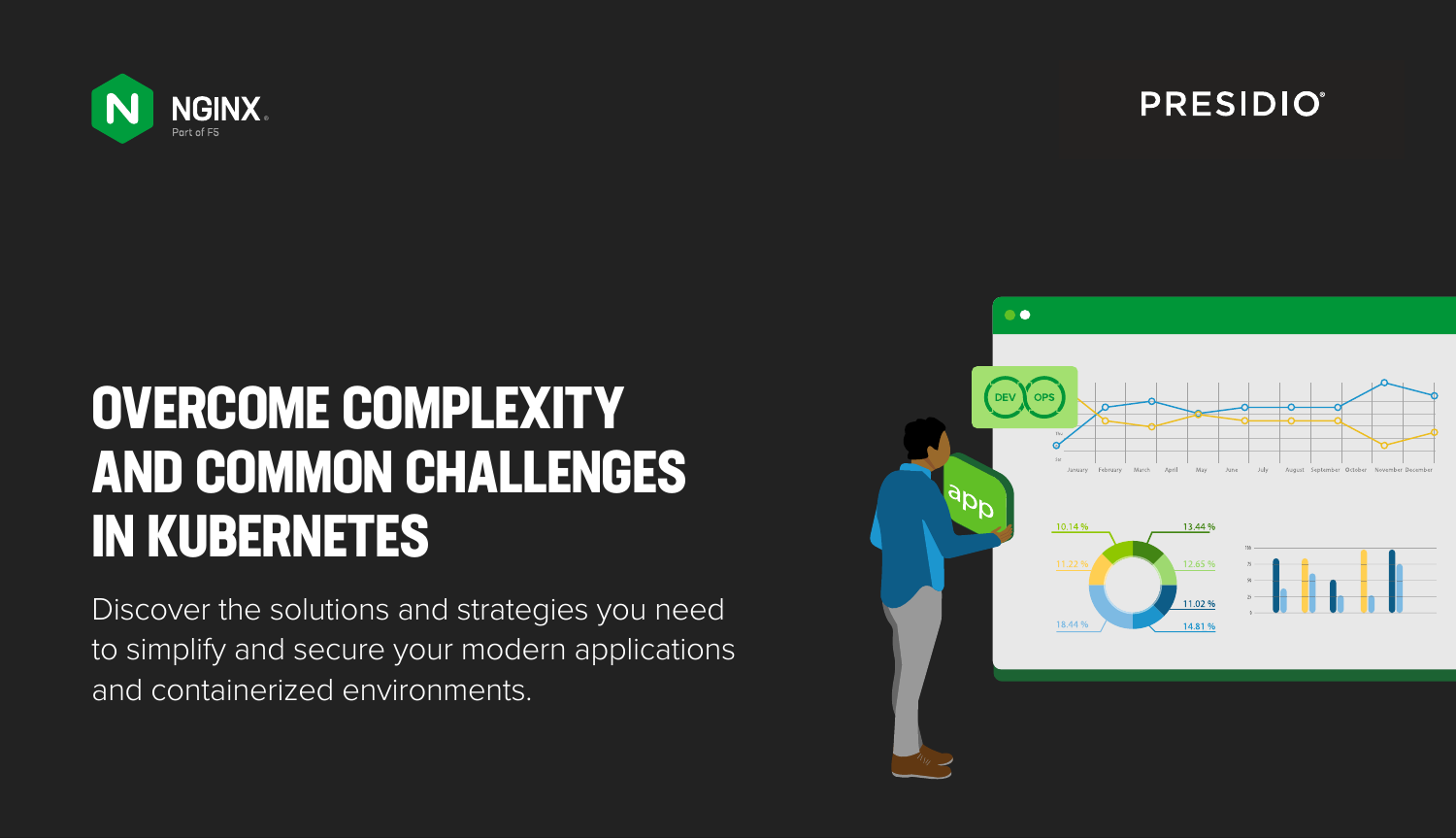NGINX
Part of F5

PRESIDIO

# OVERCOME COMPLEXITY AND COMMON CHALLENGES IN KUBERNETES

Discover the solutions and strategies you need to simplify and secure your modern applications and containerized environments.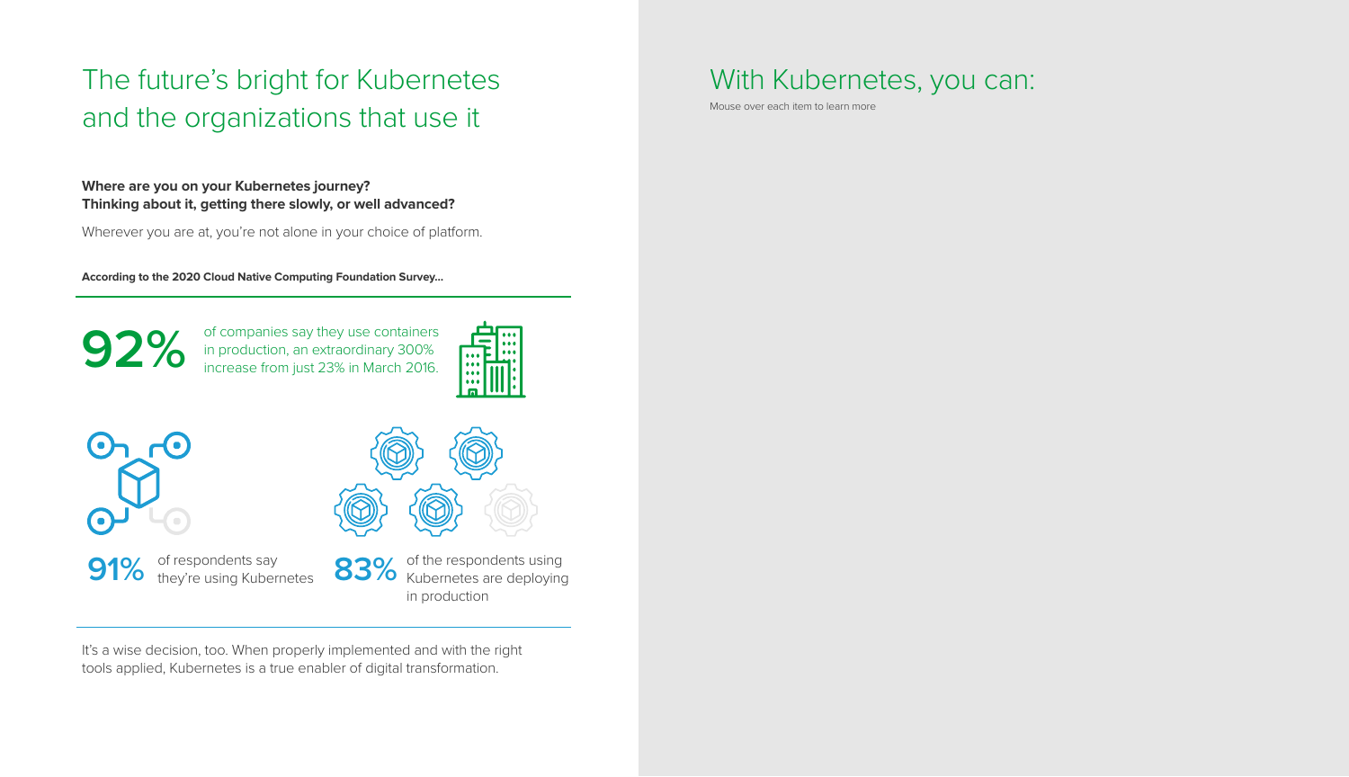# The future's bright for Kubernetes and the organizations that use it

**Where are you on your Kubernetes journey?**
**Thinking about it, getting there slowly, or well advanced?**

Wherever you are at, you're not alone in your choice of platform.

**According to the 2020 Cloud Native Computing Foundation Survey...**

**92%** of companies say they use containers in production, an extraordinary 300% increase from just 23% in March 2016.

**91%** of respondents say they're using Kubernetes

**83%** of the respondents using Kubernetes are deploying in production

It's a wise decision, too. When properly implemented and with the right tools applied, Kubernetes is a true enabler of digital transformation.

# With Kubernetes, you can:

Mouse over each item to learn more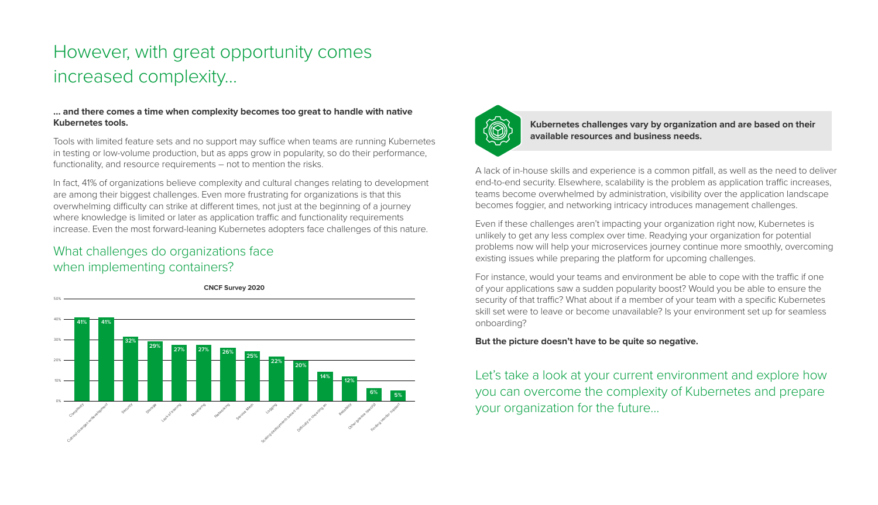# However, with great opportunity comes increased complexity...

**... and there comes a time when complexity becomes too great to handle with native Kubernetes tools.**

Tools with limited feature sets and no support may suffice when teams are running Kubernetes in testing or low-volume production, but as apps grow in popularity, so do their performance, functionality, and resource requirements – not to mention the risks.

In fact, 41% of organizations believe complexity and cultural changes relating to development are among their biggest challenges. Even more frustrating for organizations is that this overwhelming difficulty can strike at different times, not just at the beginning of a journey where knowledge is limited or later as application traffic and functionality requirements increase. Even the most forward-leaning Kubernetes adopters face challenges of this nature.

## What challenges do organizations face when implementing containers?

**CNCF Survey 2020**

| Challenge | % |
| --- | --- |
| Complexity | 41% |
| Cultural changes with development | 41% |
| Security | 32% |
| Storage | 29% |
| Lack of training | 27% |
| Monitoring | 27% |
| Networking | 26% |
| Service Mesh | 25% |
| Logging | 22% |
| Scaling deployments based upon | 20% |
| Difficulty in choosing an | 14% |
| Reliability | 12% |
| Other (please specify) | 6% |
| Finding vendor support | 5% |

**Kubernetes challenges vary by organization and are based on their available resources and business needs.**

A lack of in-house skills and experience is a common pitfall, as well as the need to deliver end-to-end security. Elsewhere, scalability is the problem as application traffic increases, teams become overwhelmed by administration, visibility over the application landscape becomes foggier, and networking intricacy introduces management challenges.

Even if these challenges aren't impacting your organization right now, Kubernetes is unlikely to get any less complex over time. Readying your organization for potential problems now will help your microservices journey continue more smoothly, overcoming existing issues while preparing the platform for upcoming challenges.

For instance, would your teams and environment be able to cope with the traffic if one of your applications saw a sudden popularity boost? Would you be able to ensure the security of that traffic? What about if a member of your team with a specific Kubernetes skill set were to leave or become unavailable? Is your environment set up for seamless onboarding?

**But the picture doesn't have to be quite so negative.**

Let's take a look at your current environment and explore how you can overcome the complexity of Kubernetes and prepare your organization for the future...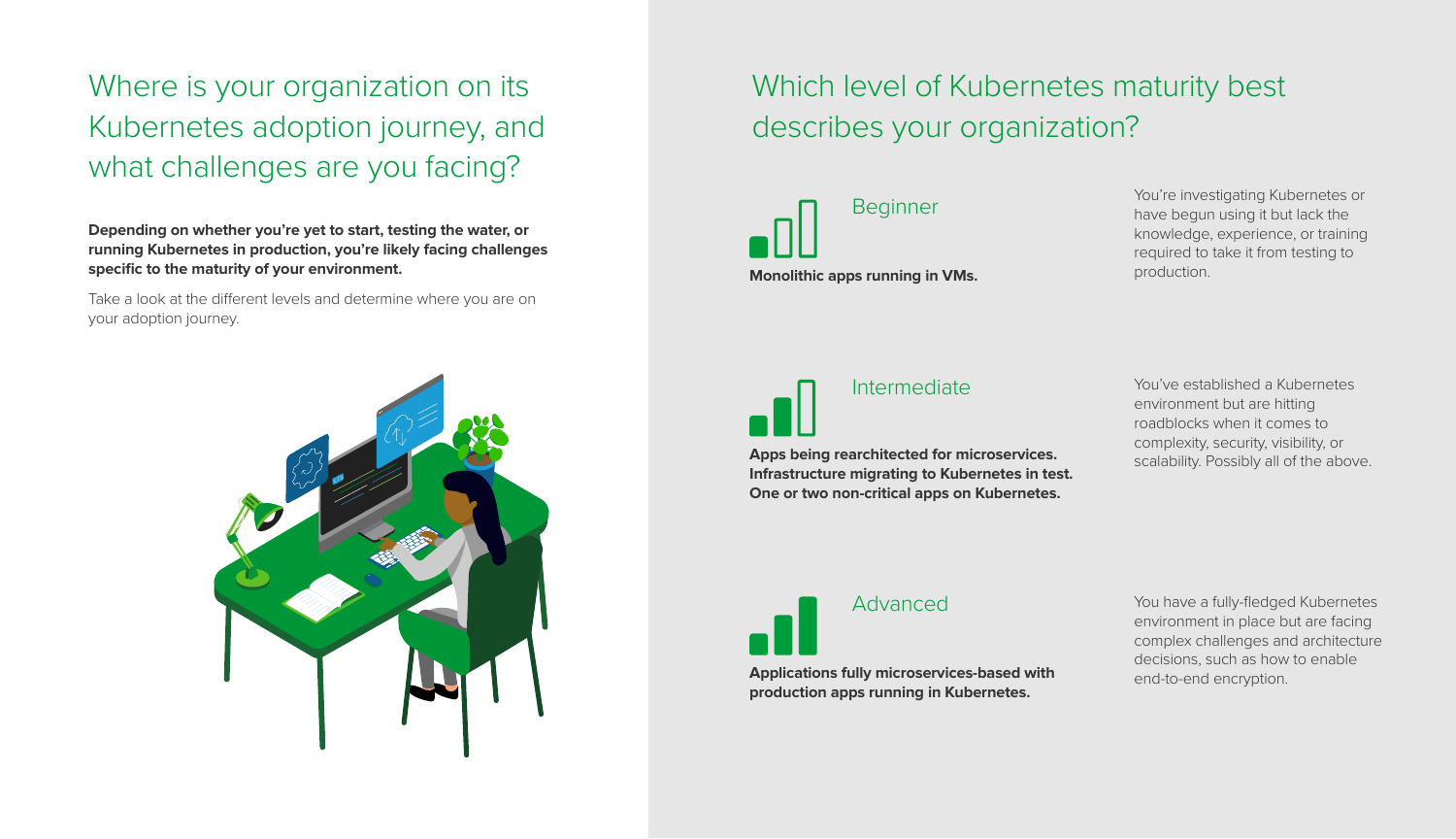# Where is your organization on its Kubernetes adoption journey, and what challenges are you facing?

**Depending on whether you're yet to start, testing the water, or running Kubernetes in production, you're likely facing challenges specific to the maturity of your environment.**

Take a look at the different levels and determine where you are on your adoption journey.

## Which level of Kubernetes maturity best describes your organization?

### Beginner

**Monolithic apps running in VMs.**

You're investigating Kubernetes or have begun using it but lack the knowledge, experience, or training required to take it from testing to production.

### Intermediate

**Apps being rearchitected for microservices. Infrastructure migrating to Kubernetes in test. One or two non-critical apps on Kubernetes.**

You've established a Kubernetes environment but are hitting roadblocks when it comes to complexity, security, visibility, or scalability. Possibly all of the above.

### Advanced

**Applications fully microservices-based with production apps running in Kubernetes.**

You have a fully-fledged Kubernetes environment in place but are facing complex challenges and architecture decisions, such as how to enable end-to-end encryption.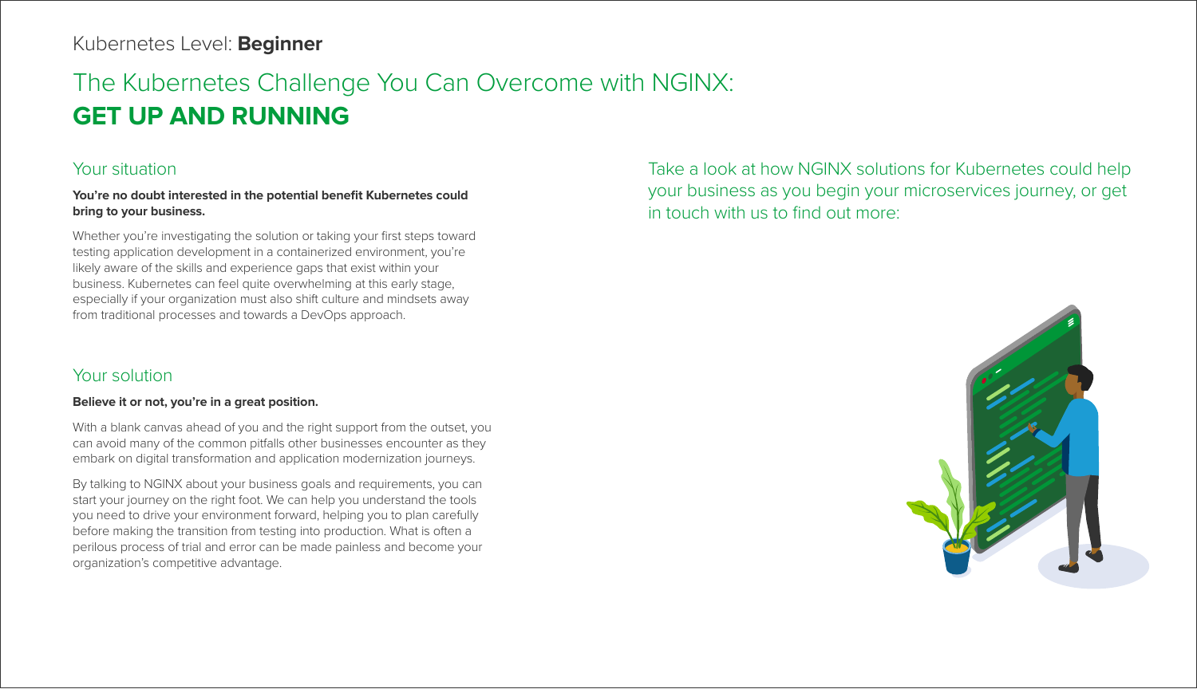Kubernetes Level: **Beginner**

# The Kubernetes Challenge You Can Overcome with NGINX: **GET UP AND RUNNING**

## Your situation

**You're no doubt interested in the potential benefit Kubernetes could bring to your business.**

Whether you're investigating the solution or taking your first steps toward testing application development in a containerized environment, you're likely aware of the skills and experience gaps that exist within your business. Kubernetes can feel quite overwhelming at this early stage, especially if your organization must also shift culture and mindsets away from traditional processes and towards a DevOps approach.

## Your solution

**Believe it or not, you're in a great position.**

With a blank canvas ahead of you and the right support from the outset, you can avoid many of the common pitfalls other businesses encounter as they embark on digital transformation and application modernization journeys.

By talking to NGINX about your business goals and requirements, you can start your journey on the right foot. We can help you understand the tools you need to drive your environment forward, helping you to plan carefully before making the transition from testing into production. What is often a perilous process of trial and error can be made painless and become your organization's competitive advantage.

Take a look at how NGINX solutions for Kubernetes could help your business as you begin your microservices journey, or get in touch with us to find out more: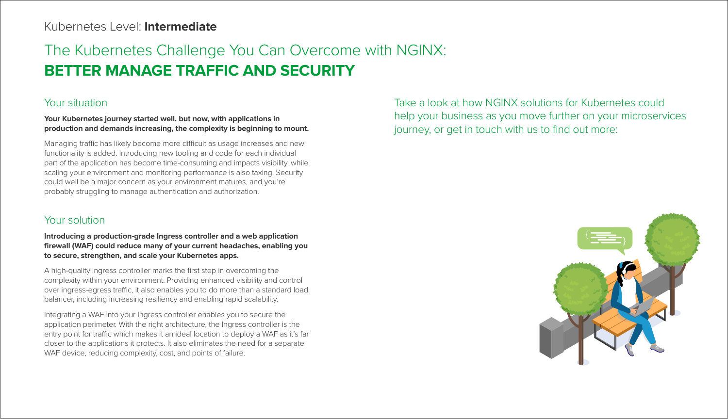Kubernetes Level: **Intermediate**

# The Kubernetes Challenge You Can Overcome with NGINX: **BETTER MANAGE TRAFFIC AND SECURITY**

## Your situation

**Your Kubernetes journey started well, but now, with applications in production and demands increasing, the complexity is beginning to mount.**

Managing traffic has likely become more difficult as usage increases and new functionality is added. Introducing new tooling and code for each individual part of the application has become time-consuming and impacts visibility, while scaling your environment and monitoring performance is also taxing. Security could well be a major concern as your environment matures, and you're probably struggling to manage authentication and authorization.

## Your solution

**Introducing a production-grade Ingress controller and a web application firewall (WAF) could reduce many of your current headaches, enabling you to secure, strengthen, and scale your Kubernetes apps.**

A high-quality Ingress controller marks the first step in overcoming the complexity within your environment. Providing enhanced visibility and control over ingress-egress traffic, it also enables you to do more than a standard load balancer, including increasing resiliency and enabling rapid scalability.

Integrating a WAF into your Ingress controller enables you to secure the application perimeter. With the right architecture, the Ingress controller is the entry point for traffic which makes it an ideal location to deploy a WAF as it's far closer to the applications it protects. It also eliminates the need for a separate WAF device, reducing complexity, cost, and points of failure.

Take a look at how NGINX solutions for Kubernetes could help your business as you move further on your microservices journey, or get in touch with us to find out more: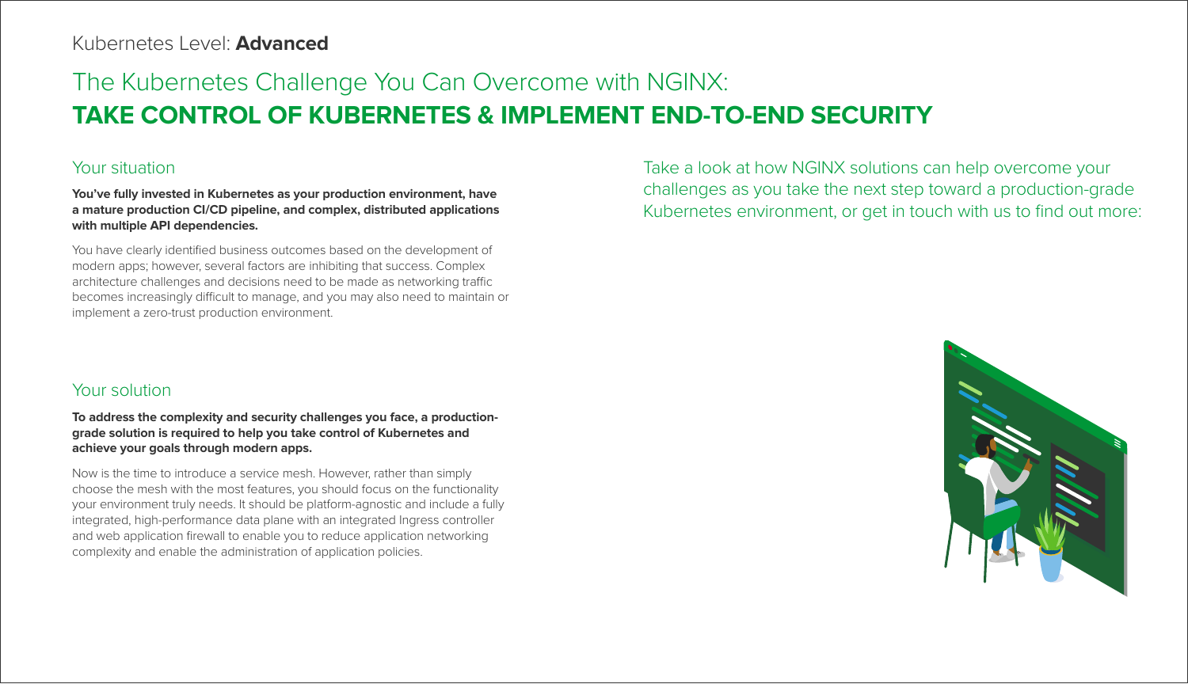Kubernetes Level: **Advanced**

# The Kubernetes Challenge You Can Overcome with NGINX: **TAKE CONTROL OF KUBERNETES & IMPLEMENT END-TO-END SECURITY**

## Your situation

**You've fully invested in Kubernetes as your production environment, have a mature production CI/CD pipeline, and complex, distributed applications with multiple API dependencies.**

You have clearly identified business outcomes based on the development of modern apps; however, several factors are inhibiting that success. Complex architecture challenges and decisions need to be made as networking traffic becomes increasingly difficult to manage, and you may also need to maintain or implement a zero-trust production environment.

## Your solution

**To address the complexity and security challenges you face, a production-grade solution is required to help you take control of Kubernetes and achieve your goals through modern apps.**

Now is the time to introduce a service mesh. However, rather than simply choose the mesh with the most features, you should focus on the functionality your environment truly needs. It should be platform-agnostic and include a fully integrated, high-performance data plane with an integrated Ingress controller and web application firewall to enable you to reduce application networking complexity and enable the administration of application policies.

Take a look at how NGINX solutions can help overcome your challenges as you take the next step toward a production-grade Kubernetes environment, or get in touch with us to find out more: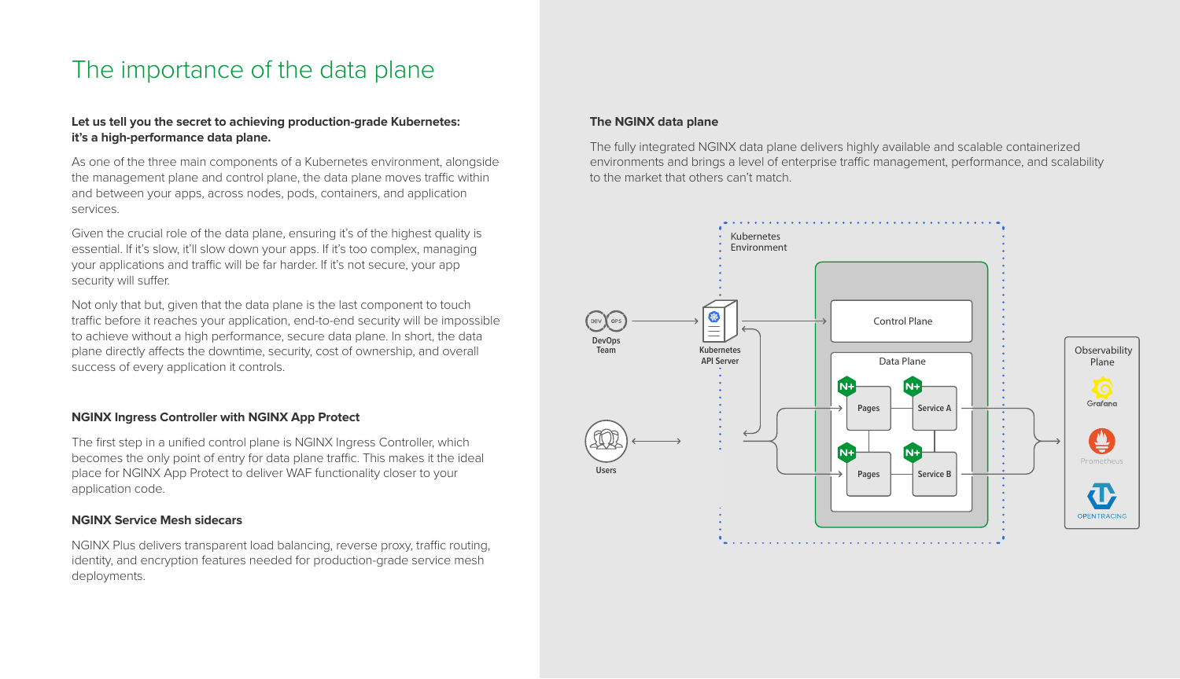# The importance of the data plane

**Let us tell you the secret to achieving production-grade Kubernetes: it's a high-performance data plane.**

As one of the three main components of a Kubernetes environment, alongside the management plane and control plane, the data plane moves traffic within and between your apps, across nodes, pods, containers, and application services.

Given the crucial role of the data plane, ensuring it's of the highest quality is essential. If it's slow, it'll slow down your apps. If it's too complex, managing your applications and traffic will be far harder. If it's not secure, your app security will suffer.

Not only that but, given that the data plane is the last component to touch traffic before it reaches your application, end-to-end security will be impossible to achieve without a high performance, secure data plane. In short, the data plane directly affects the downtime, security, cost of ownership, and overall success of every application it controls.

### NGINX Ingress Controller with NGINX App Protect

The first step in a unified control plane is NGINX Ingress Controller, which becomes the only point of entry for data plane traffic. This makes it the ideal place for NGINX App Protect to deliver WAF functionality closer to your application code.

### NGINX Service Mesh sidecars

NGINX Plus delivers transparent load balancing, reverse proxy, traffic routing, identity, and encryption features needed for production-grade service mesh deployments.

### The NGINX data plane

The fully integrated NGINX data plane delivers highly available and scalable containerized environments and brings a level of enterprise traffic management, performance, and scalability to the market that others can't match.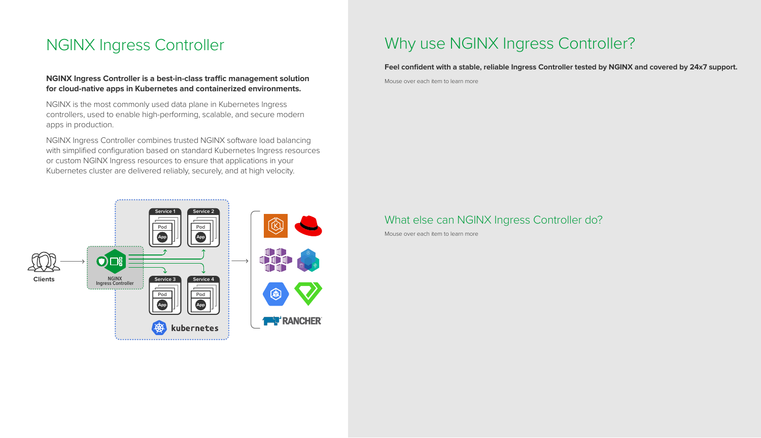# NGINX Ingress Controller

**NGINX Ingress Controller is a best-in-class traffic management solution for cloud-native apps in Kubernetes and containerized environments.**

NGINX is the most commonly used data plane in Kubernetes Ingress controllers, used to enable high-performing, scalable, and secure modern apps in production.

NGINX Ingress Controller combines trusted NGINX software load balancing with simplified configuration based on standard Kubernetes Ingress resources or custom NGINX Ingress resources to ensure that applications in your Kubernetes cluster are delivered reliably, securely, and at high velocity.

# Why use NGINX Ingress Controller?

**Feel confident with a stable, reliable Ingress Controller tested by NGINX and covered by 24x7 support.**

Mouse over each item to learn more

## What else can NGINX Ingress Controller do?

Mouse over each item to learn more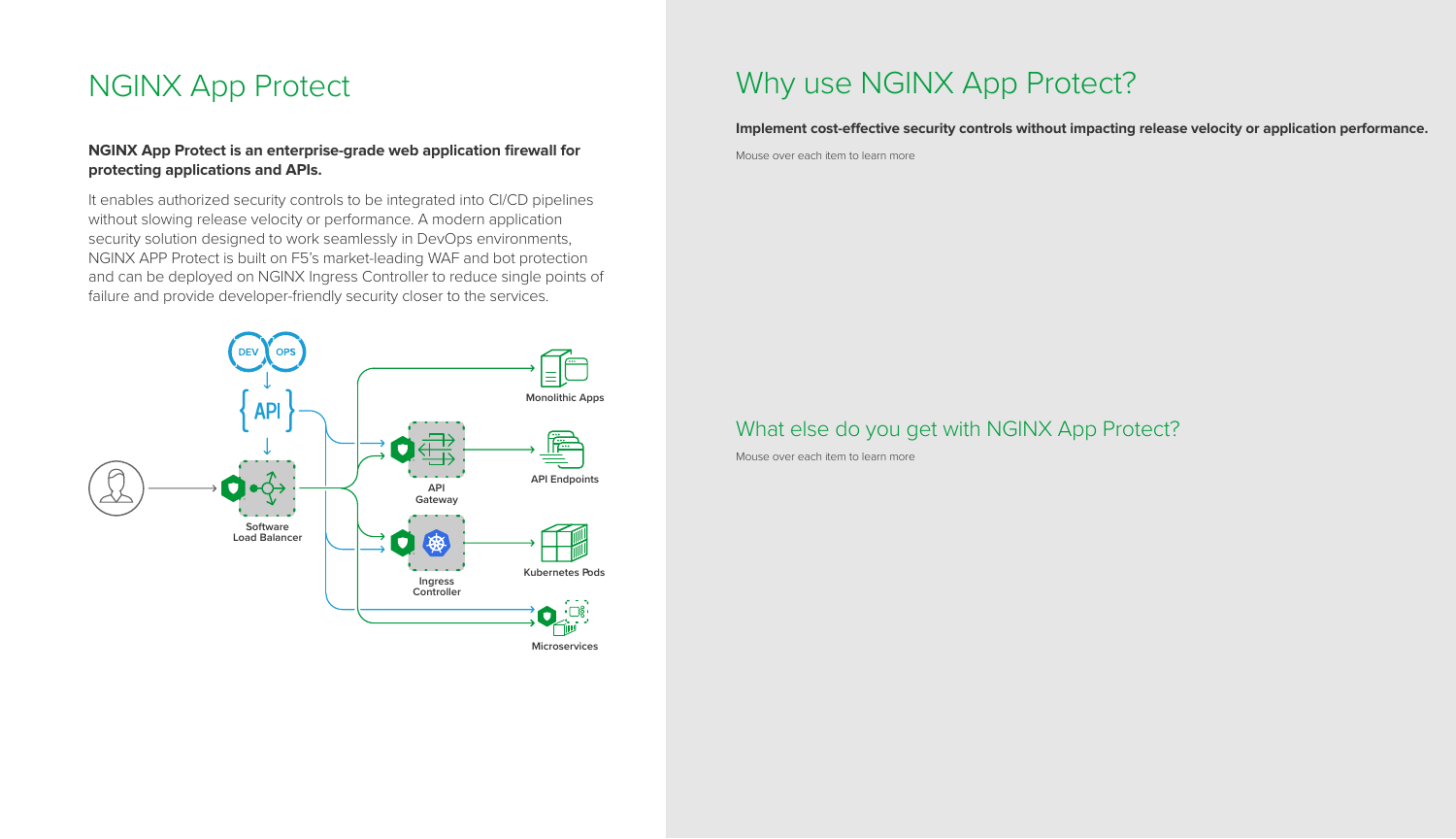# NGINX App Protect

**NGINX App Protect is an enterprise-grade web application firewall for protecting applications and APIs.**

It enables authorized security controls to be integrated into CI/CD pipelines without slowing release velocity or performance. A modern application security solution designed to work seamlessly in DevOps environments, NGINX APP Protect is built on F5's market-leading WAF and bot protection and can be deployed on NGINX Ingress Controller to reduce single points of failure and provide developer-friendly security closer to the services.

# Why use NGINX App Protect?

**Implement cost-effective security controls without impacting release velocity or application performance.**

Mouse over each item to learn more

## What else do you get with NGINX App Protect?

Mouse over each item to learn more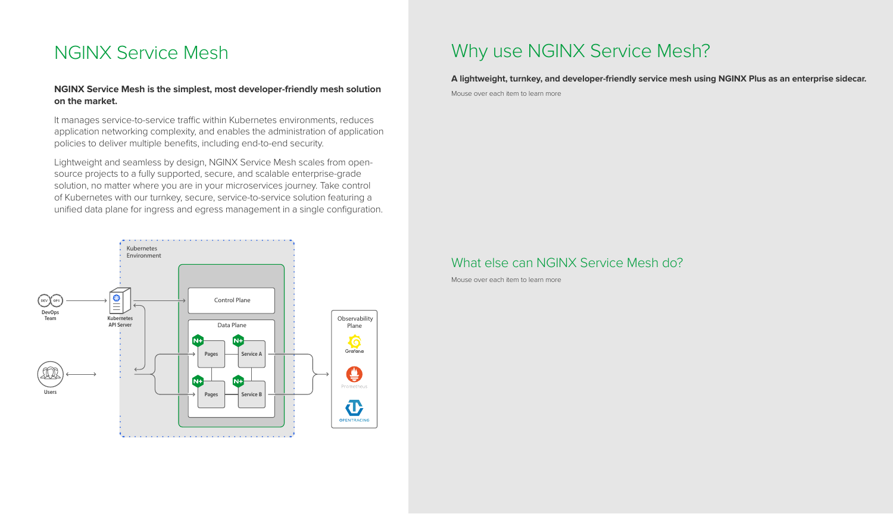# NGINX Service Mesh

**NGINX Service Mesh is the simplest, most developer-friendly mesh solution on the market.**

It manages service-to-service traffic within Kubernetes environments, reduces application networking complexity, and enables the administration of application policies to deliver multiple benefits, including end-to-end security.

Lightweight and seamless by design, NGINX Service Mesh scales from open-source projects to a fully supported, secure, and scalable enterprise-grade solution, no matter where you are in your microservices journey. Take control of Kubernetes with our turnkey, secure, service-to-service solution featuring a unified data plane for ingress and egress management in a single configuration.

# Why use NGINX Service Mesh?

**A lightweight, turnkey, and developer-friendly service mesh using NGINX Plus as an enterprise sidecar.**

Mouse over each item to learn more

## What else can NGINX Service Mesh do?

Mouse over each item to learn more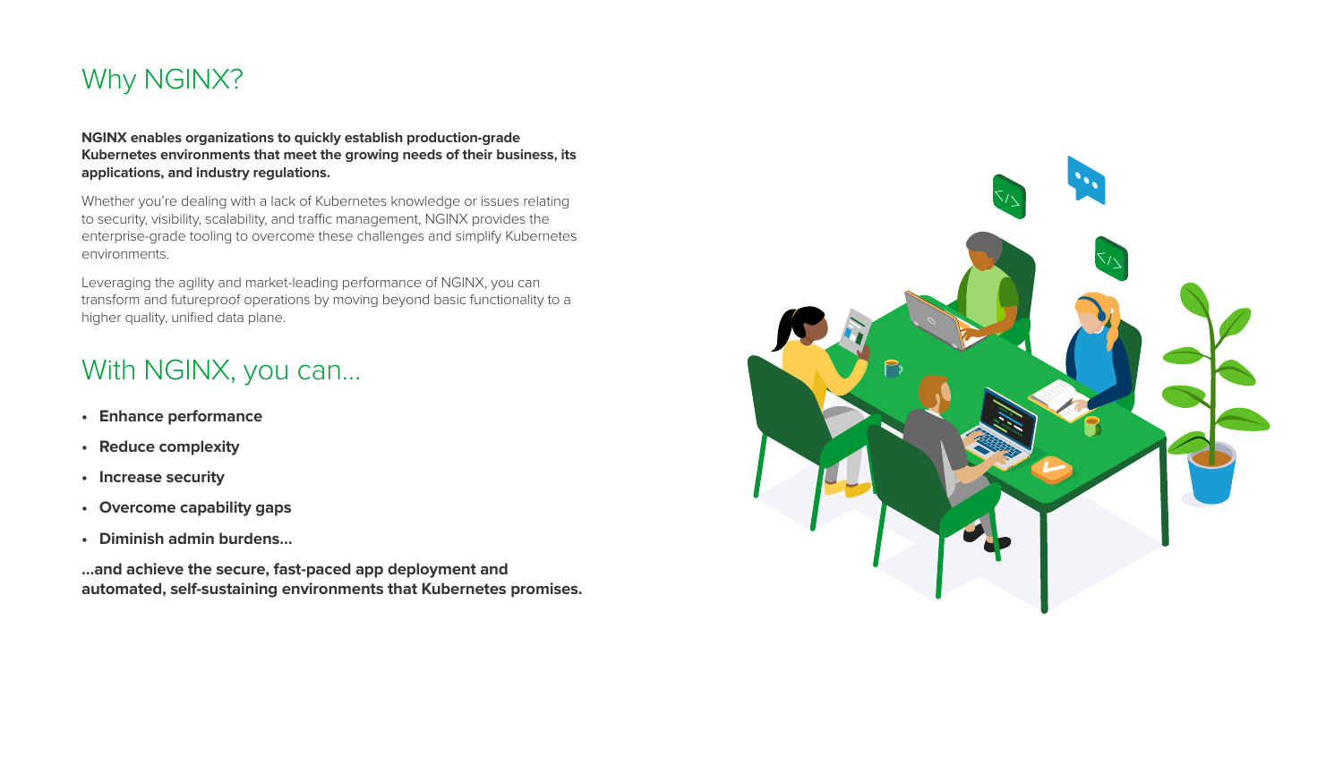# Why NGINX?

**NGINX enables organizations to quickly establish production-grade Kubernetes environments that meet the growing needs of their business, its applications, and industry regulations.**

Whether you're dealing with a lack of Kubernetes knowledge or issues relating to security, visibility, scalability, and traffic management, NGINX provides the enterprise-grade tooling to overcome these challenges and simplify Kubernetes environments.

Leveraging the agility and market-leading performance of NGINX, you can transform and futureproof operations by moving beyond basic functionality to a higher quality, unified data plane.

# With NGINX, you can...

- **Enhance performance**
- **Reduce complexity**
- **Increase security**
- **Overcome capability gaps**
- **Diminish admin burdens...**

**...and achieve the secure, fast-paced app deployment and automated, self-sustaining environments that Kubernetes promises.**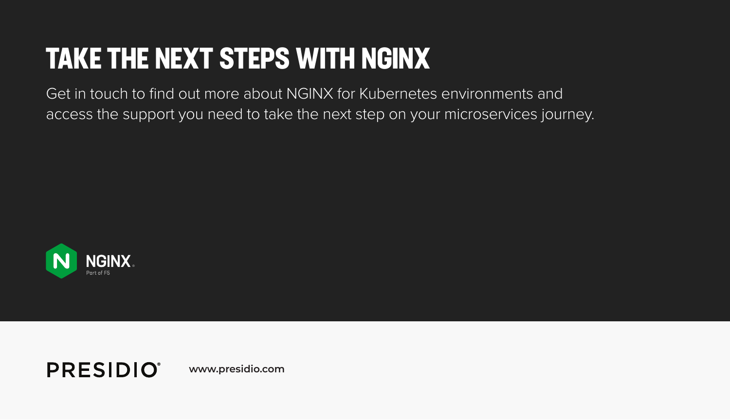# TAKE THE NEXT STEPS WITH NGINX

Get in touch to find out more about NGINX for Kubernetes environments and access the support you need to take the next step on your microservices journey.

NGINX
Part of F5

PRESIDIO

**www.presidio.com**